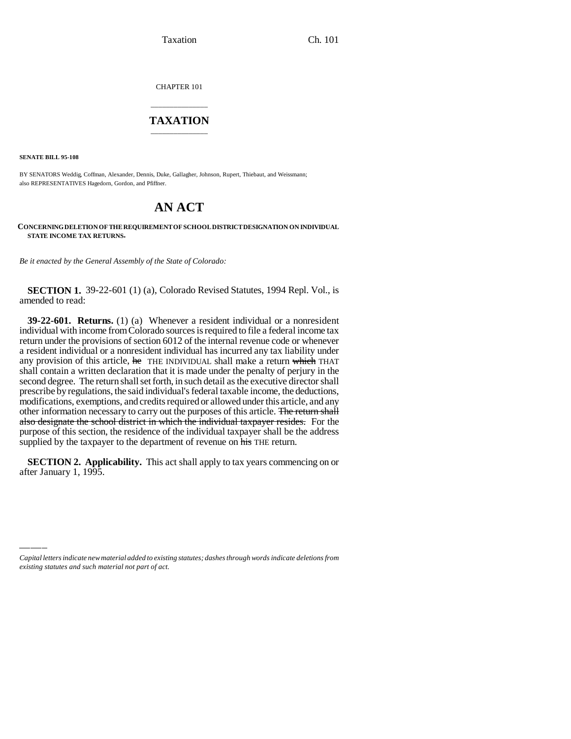CHAPTER 101

## TAXATION

**SENATE BILL 95-108**

BY SENATORS Weddig, Coffman, Alexander, Dennis, Duke, Gallagher, Johnson, Rupert, Thiebaut, and Weissmann;
also REPRESENTATIVES Hagedorn, Gordon, and Pfiffner.

# AN ACT

**CONCERNING DELETION OF THE REQUIREMENT OF SCHOOL DISTRICT DESIGNATION ON INDIVIDUAL STATE INCOME TAX RETURNS.**

*Be it enacted by the General Assembly of the State of Colorado:*

**SECTION 1.** 39-22-601 (1) (a), Colorado Revised Statutes, 1994 Repl. Vol., is amended to read:

**39-22-601. Returns.** (1) (a) Whenever a resident individual or a nonresident individual with income from Colorado sources is required to file a federal income tax return under the provisions of section 6012 of the internal revenue code or whenever a resident individual or a nonresident individual has incurred any tax liability under any provision of this article, ~~he~~ THE INDIVIDUAL shall make a return ~~which~~ THAT shall contain a written declaration that it is made under the penalty of perjury in the second degree. The return shall set forth, in such detail as the executive director shall prescribe by regulations, the said individual's federal taxable income, the deductions, modifications, exemptions, and credits required or allowed under this article, and any other information necessary to carry out the purposes of this article. ~~The return shall also designate the school district in which the individual taxpayer resides.~~ For the purpose of this section, the residence of the individual taxpayer shall be the address supplied by the taxpayer to the department of revenue on ~~his~~ THE return.

**SECTION 2. Applicability.** This act shall apply to tax years commencing on or after January 1, 1995.

---

*Capital letters indicate new material added to existing statutes; dashes through words indicate deletions from existing statutes and such material not part of act.*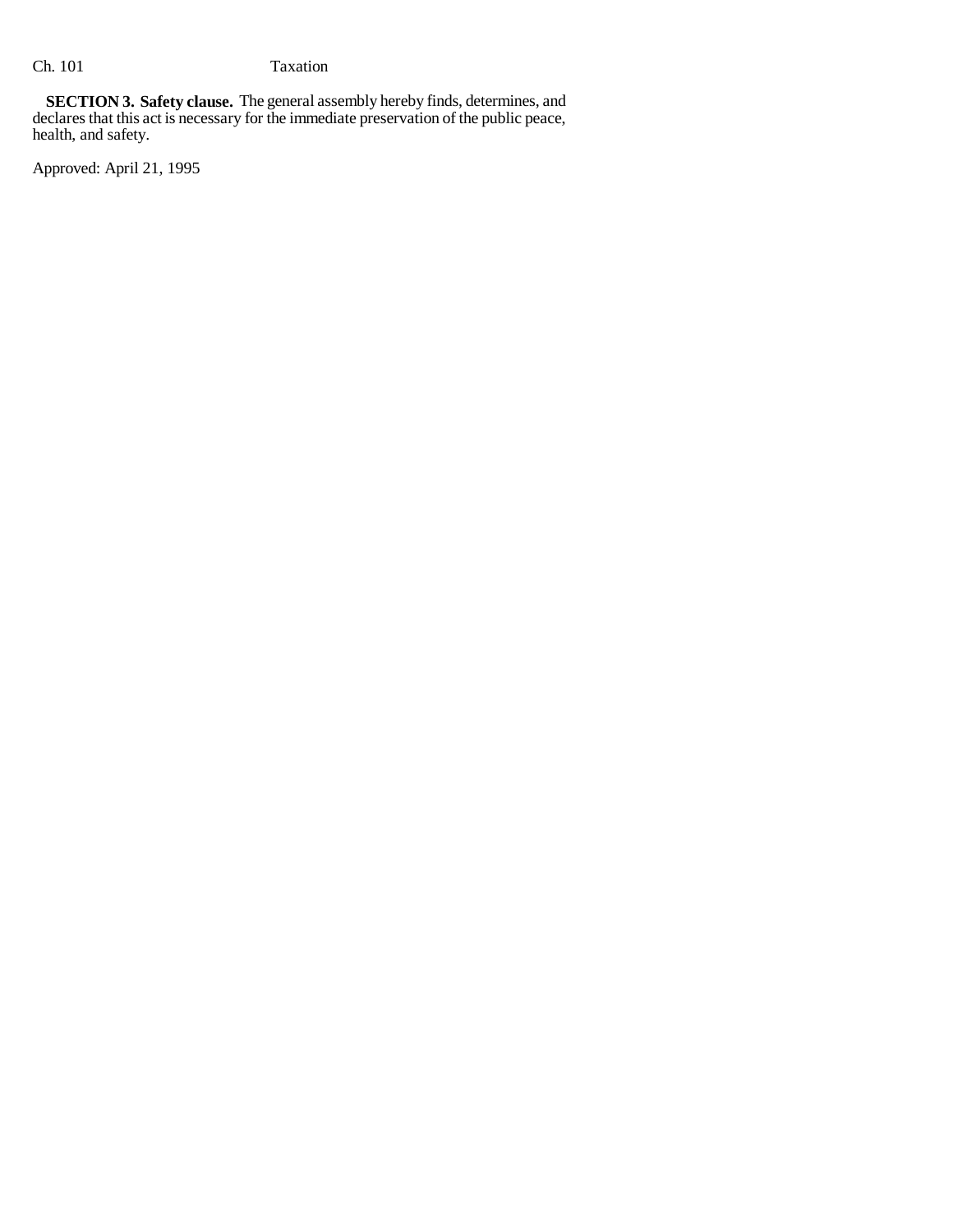**SECTION 3. Safety clause.** The general assembly hereby finds, determines, and declares that this act is necessary for the immediate preservation of the public peace, health, and safety.

Approved: April 21, 1995